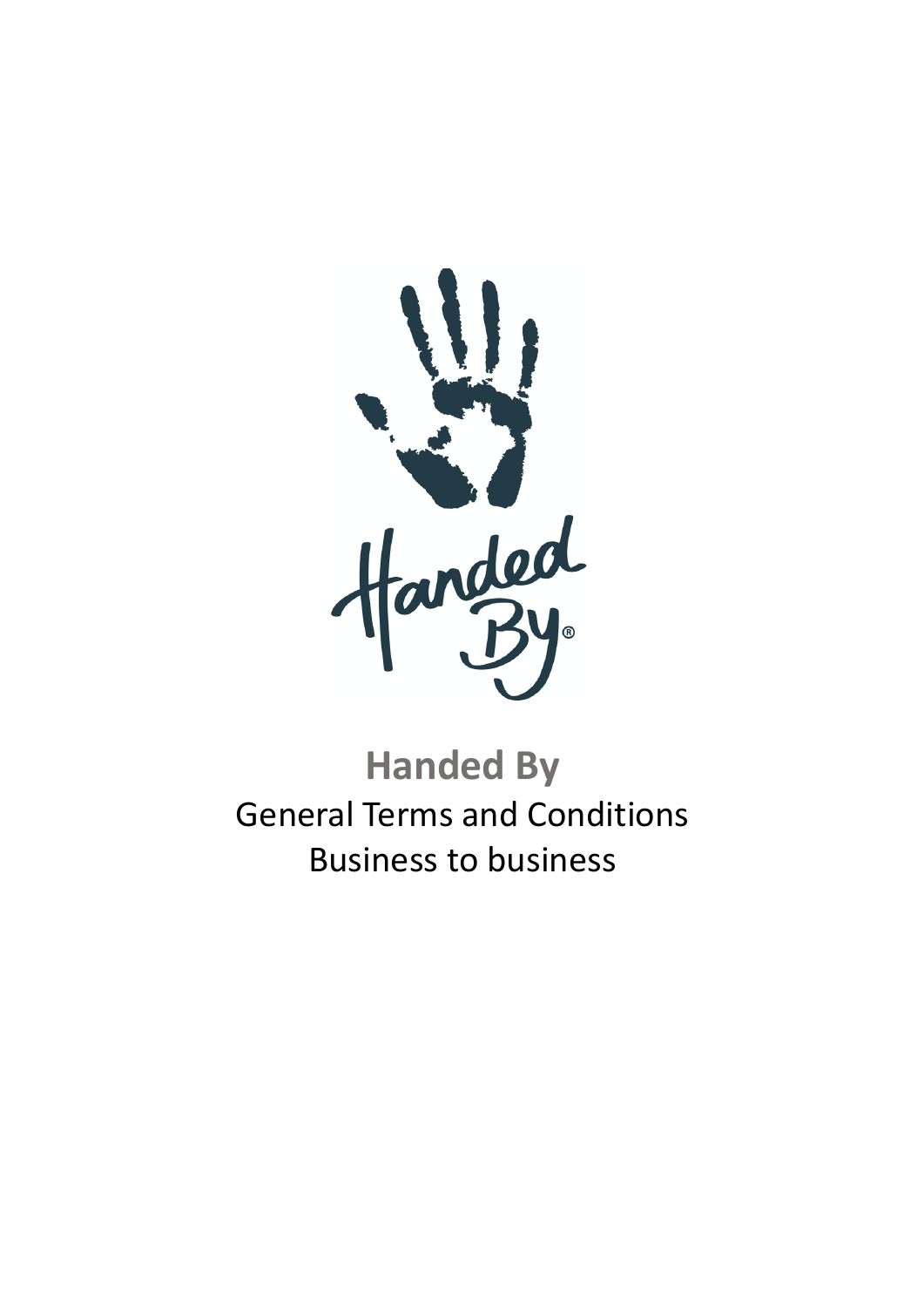# Handed By

General Terms and Conditions

Business to business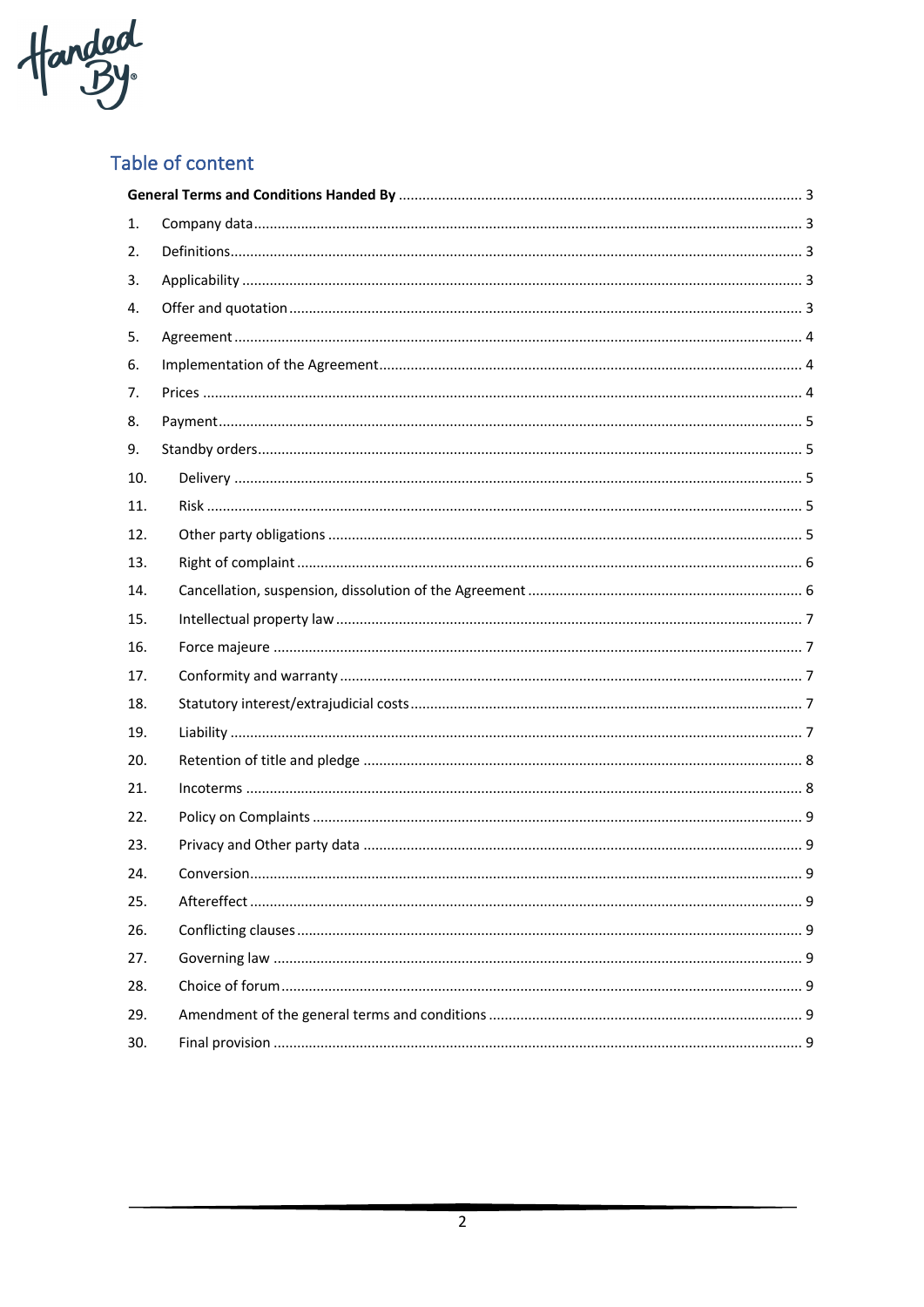## Table of content

**General Terms and Conditions Handed By** ..... 3

1. Company data ..... 3
2. Definitions ..... 3
3. Applicability ..... 3
4. Offer and quotation ..... 3
5. Agreement ..... 4
6. Implementation of the Agreement ..... 4
7. Prices ..... 4
8. Payment ..... 5
9. Standby orders ..... 5
10. Delivery ..... 5
11. Risk ..... 5
12. Other party obligations ..... 5
13. Right of complaint ..... 6
14. Cancellation, suspension, dissolution of the Agreement ..... 6
15. Intellectual property law ..... 7
16. Force majeure ..... 7
17. Conformity and warranty ..... 7
18. Statutory interest/extrajudicial costs ..... 7
19. Liability ..... 7
20. Retention of title and pledge ..... 8
21. Incoterms ..... 8
22. Policy on Complaints ..... 9
23. Privacy and Other party data ..... 9
24. Conversion ..... 9
25. Aftereffect ..... 9
26. Conflicting clauses ..... 9
27. Governing law ..... 9
28. Choice of forum ..... 9
29. Amendment of the general terms and conditions ..... 9
30. Final provision ..... 9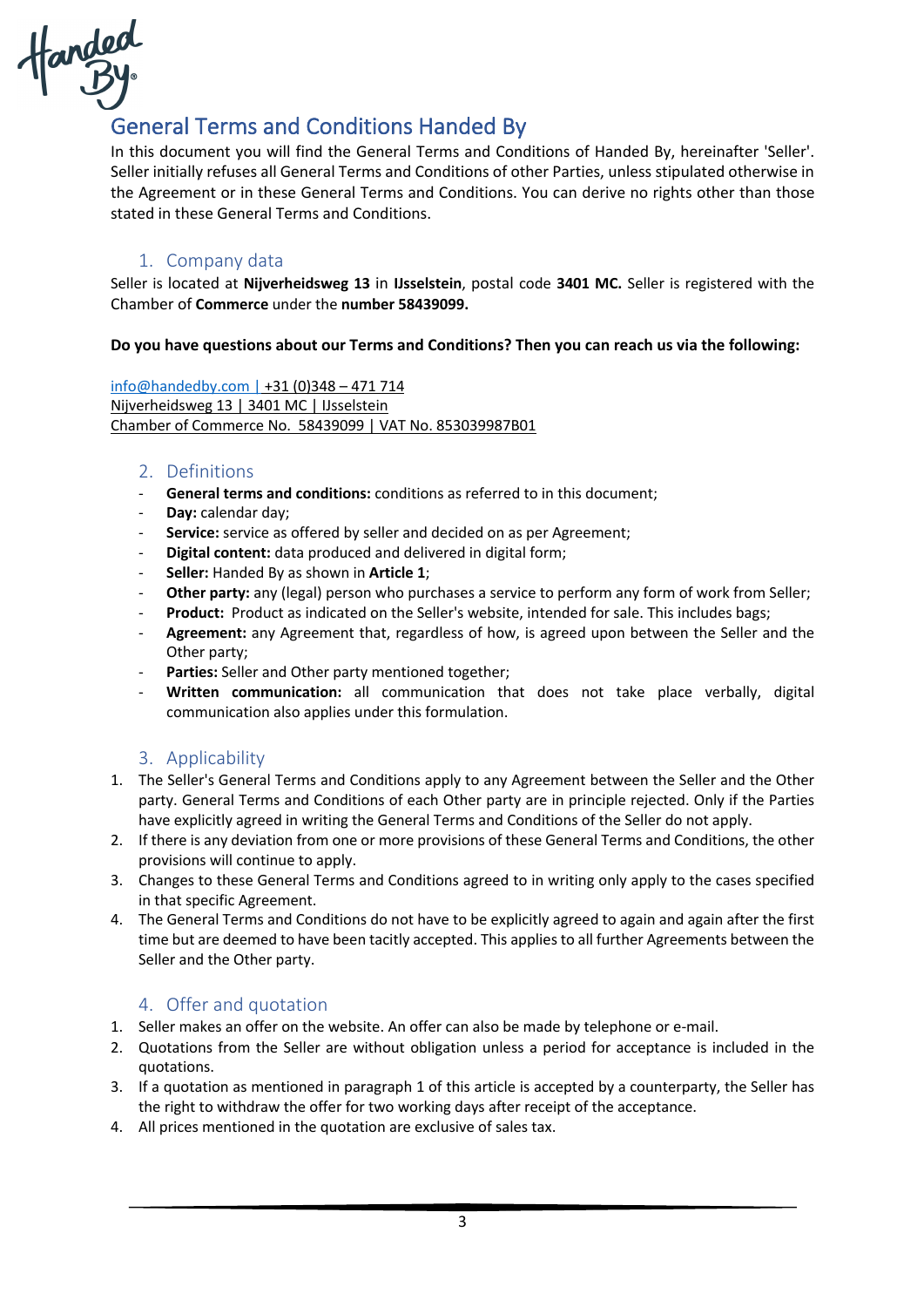# General Terms and Conditions Handed By

In this document you will find the General Terms and Conditions of Handed By, hereinafter 'Seller'. Seller initially refuses all General Terms and Conditions of other Parties, unless stipulated otherwise in the Agreement or in these General Terms and Conditions. You can derive no rights other than those stated in these General Terms and Conditions.

## 1. Company data

Seller is located at **Nijverheidsweg 13** in **IJsselstein**, postal code **3401 MC.** Seller is registered with the Chamber of **Commerce** under the **number 58439099.**

**Do you have questions about our Terms and Conditions? Then you can reach us via the following:**

info@handedby.com | +31 (0)348 – 471 714
Nijverheidsweg 13 | 3401 MC | IJsselstein
Chamber of Commerce No. 58439099 | VAT No. 853039987B01

## 2. Definitions

- **General terms and conditions:** conditions as referred to in this document;
- **Day:** calendar day;
- **Service:** service as offered by seller and decided on as per Agreement;
- **Digital content:** data produced and delivered in digital form;
- **Seller:** Handed By as shown in **Article 1**;
- **Other party:** any (legal) person who purchases a service to perform any form of work from Seller;
- **Product:** Product as indicated on the Seller's website, intended for sale. This includes bags;
- **Agreement:** any Agreement that, regardless of how, is agreed upon between the Seller and the Other party;
- **Parties:** Seller and Other party mentioned together;
- **Written communication:** all communication that does not take place verbally, digital communication also applies under this formulation.

## 3. Applicability

1. The Seller's General Terms and Conditions apply to any Agreement between the Seller and the Other party. General Terms and Conditions of each Other party are in principle rejected. Only if the Parties have explicitly agreed in writing the General Terms and Conditions of the Seller do not apply.
2. If there is any deviation from one or more provisions of these General Terms and Conditions, the other provisions will continue to apply.
3. Changes to these General Terms and Conditions agreed to in writing only apply to the cases specified in that specific Agreement.
4. The General Terms and Conditions do not have to be explicitly agreed to again and again after the first time but are deemed to have been tacitly accepted. This applies to all further Agreements between the Seller and the Other party.

## 4. Offer and quotation

1. Seller makes an offer on the website. An offer can also be made by telephone or e-mail.
2. Quotations from the Seller are without obligation unless a period for acceptance is included in the quotations.
3. If a quotation as mentioned in paragraph 1 of this article is accepted by a counterparty, the Seller has the right to withdraw the offer for two working days after receipt of the acceptance.
4. All prices mentioned in the quotation are exclusive of sales tax.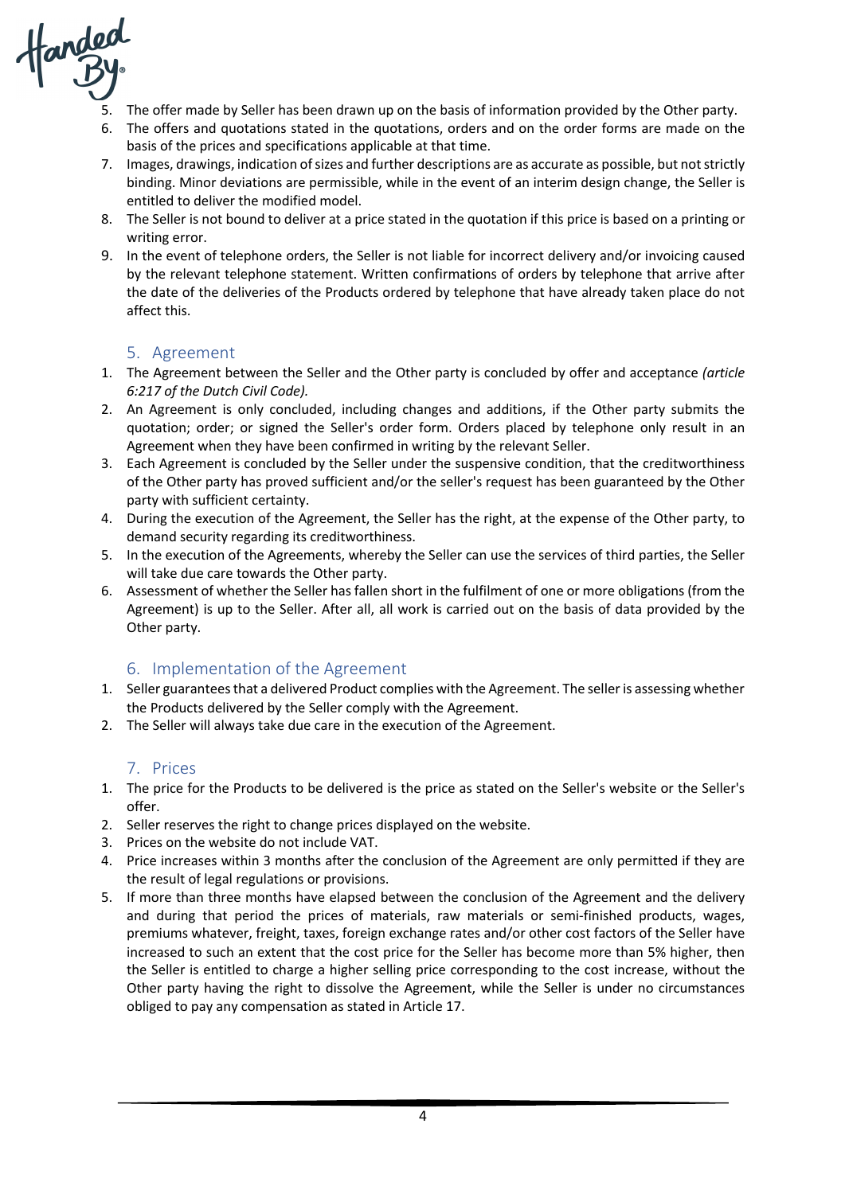5. The offer made by Seller has been drawn up on the basis of information provided by the Other party.
6. The offers and quotations stated in the quotations, orders and on the order forms are made on the basis of the prices and specifications applicable at that time.
7. Images, drawings, indication of sizes and further descriptions are as accurate as possible, but not strictly binding. Minor deviations are permissible, while in the event of an interim design change, the Seller is entitled to deliver the modified model.
8. The Seller is not bound to deliver at a price stated in the quotation if this price is based on a printing or writing error.
9. In the event of telephone orders, the Seller is not liable for incorrect delivery and/or invoicing caused by the relevant telephone statement. Written confirmations of orders by telephone that arrive after the date of the deliveries of the Products ordered by telephone that have already taken place do not affect this.

## 5. Agreement

1. The Agreement between the Seller and the Other party is concluded by offer and acceptance *(article 6:217 of the Dutch Civil Code).*
2. An Agreement is only concluded, including changes and additions, if the Other party submits the quotation; order; or signed the Seller's order form. Orders placed by telephone only result in an Agreement when they have been confirmed in writing by the relevant Seller.
3. Each Agreement is concluded by the Seller under the suspensive condition, that the creditworthiness of the Other party has proved sufficient and/or the seller's request has been guaranteed by the Other party with sufficient certainty.
4. During the execution of the Agreement, the Seller has the right, at the expense of the Other party, to demand security regarding its creditworthiness.
5. In the execution of the Agreements, whereby the Seller can use the services of third parties, the Seller will take due care towards the Other party.
6. Assessment of whether the Seller has fallen short in the fulfilment of one or more obligations (from the Agreement) is up to the Seller. After all, all work is carried out on the basis of data provided by the Other party.

## 6. Implementation of the Agreement

1. Seller guarantees that a delivered Product complies with the Agreement. The seller is assessing whether the Products delivered by the Seller comply with the Agreement.
2. The Seller will always take due care in the execution of the Agreement.

## 7. Prices

1. The price for the Products to be delivered is the price as stated on the Seller's website or the Seller's offer.
2. Seller reserves the right to change prices displayed on the website.
3. Prices on the website do not include VAT.
4. Price increases within 3 months after the conclusion of the Agreement are only permitted if they are the result of legal regulations or provisions.
5. If more than three months have elapsed between the conclusion of the Agreement and the delivery and during that period the prices of materials, raw materials or semi-finished products, wages, premiums whatever, freight, taxes, foreign exchange rates and/or other cost factors of the Seller have increased to such an extent that the cost price for the Seller has become more than 5% higher, then the Seller is entitled to charge a higher selling price corresponding to the cost increase, without the Other party having the right to dissolve the Agreement, while the Seller is under no circumstances obliged to pay any compensation as stated in Article 17.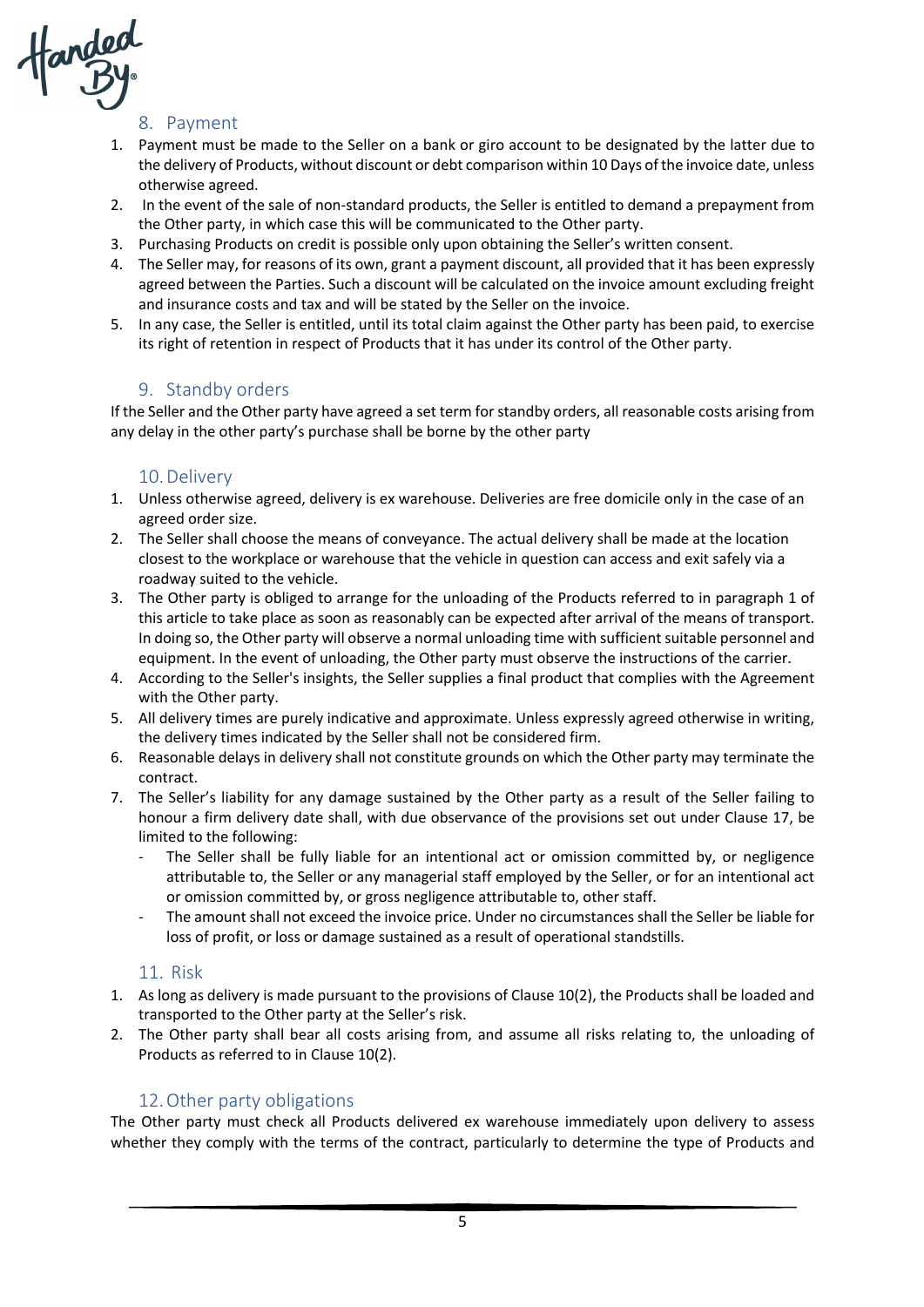## 8. Payment

1. Payment must be made to the Seller on a bank or giro account to be designated by the latter due to the delivery of Products, without discount or debt comparison within 10 Days of the invoice date, unless otherwise agreed.
2. In the event of the sale of non-standard products, the Seller is entitled to demand a prepayment from the Other party, in which case this will be communicated to the Other party.
3. Purchasing Products on credit is possible only upon obtaining the Seller's written consent.
4. The Seller may, for reasons of its own, grant a payment discount, all provided that it has been expressly agreed between the Parties. Such a discount will be calculated on the invoice amount excluding freight and insurance costs and tax and will be stated by the Seller on the invoice.
5. In any case, the Seller is entitled, until its total claim against the Other party has been paid, to exercise its right of retention in respect of Products that it has under its control of the Other party.

## 9. Standby orders

If the Seller and the Other party have agreed a set term for standby orders, all reasonable costs arising from any delay in the other party's purchase shall be borne by the other party

## 10. Delivery

1. Unless otherwise agreed, delivery is ex warehouse. Deliveries are free domicile only in the case of an agreed order size.
2. The Seller shall choose the means of conveyance. The actual delivery shall be made at the location closest to the workplace or warehouse that the vehicle in question can access and exit safely via a roadway suited to the vehicle.
3. The Other party is obliged to arrange for the unloading of the Products referred to in paragraph 1 of this article to take place as soon as reasonably can be expected after arrival of the means of transport. In doing so, the Other party will observe a normal unloading time with sufficient suitable personnel and equipment. In the event of unloading, the Other party must observe the instructions of the carrier.
4. According to the Seller's insights, the Seller supplies a final product that complies with the Agreement with the Other party.
5. All delivery times are purely indicative and approximate. Unless expressly agreed otherwise in writing, the delivery times indicated by the Seller shall not be considered firm.
6. Reasonable delays in delivery shall not constitute grounds on which the Other party may terminate the contract.
7. The Seller's liability for any damage sustained by the Other party as a result of the Seller failing to honour a firm delivery date shall, with due observance of the provisions set out under Clause 17, be limited to the following:
   - The Seller shall be fully liable for an intentional act or omission committed by, or negligence attributable to, the Seller or any managerial staff employed by the Seller, or for an intentional act or omission committed by, or gross negligence attributable to, other staff.
   - The amount shall not exceed the invoice price. Under no circumstances shall the Seller be liable for loss of profit, or loss or damage sustained as a result of operational standstills.

## 11. Risk

1. As long as delivery is made pursuant to the provisions of Clause 10(2), the Products shall be loaded and transported to the Other party at the Seller's risk.
2. The Other party shall bear all costs arising from, and assume all risks relating to, the unloading of Products as referred to in Clause 10(2).

## 12. Other party obligations

The Other party must check all Products delivered ex warehouse immediately upon delivery to assess whether they comply with the terms of the contract, particularly to determine the type of Products and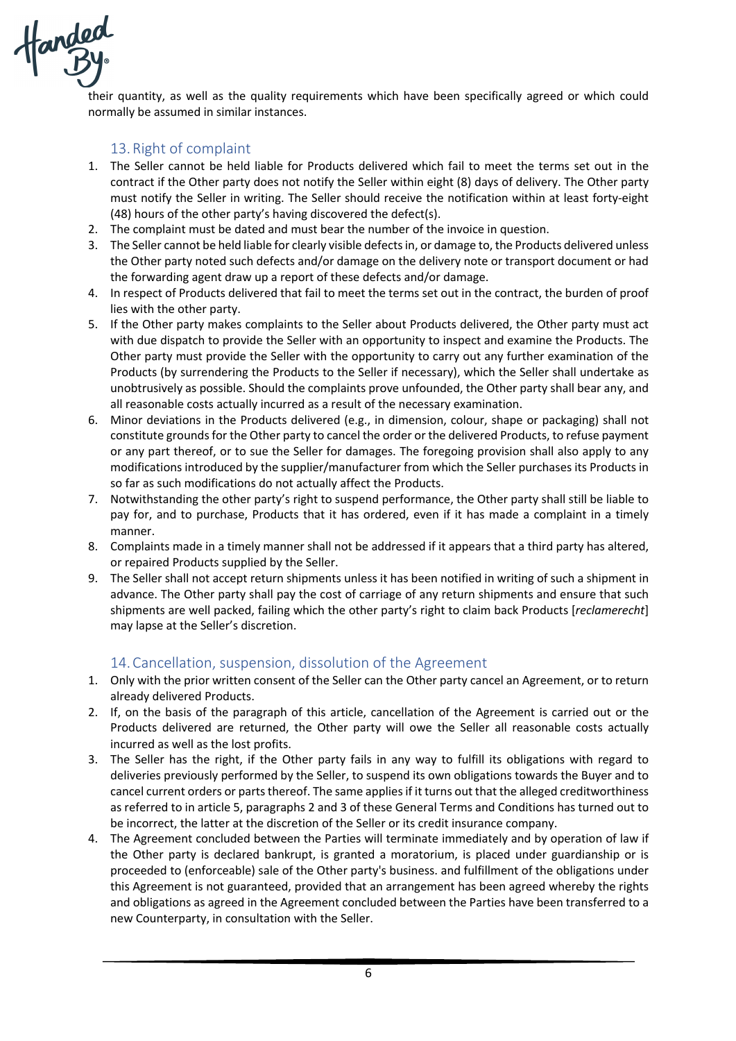their quantity, as well as the quality requirements which have been specifically agreed or which could normally be assumed in similar instances.

## 13. Right of complaint

1. The Seller cannot be held liable for Products delivered which fail to meet the terms set out in the contract if the Other party does not notify the Seller within eight (8) days of delivery. The Other party must notify the Seller in writing. The Seller should receive the notification within at least forty-eight (48) hours of the other party's having discovered the defect(s).
2. The complaint must be dated and must bear the number of the invoice in question.
3. The Seller cannot be held liable for clearly visible defects in, or damage to, the Products delivered unless the Other party noted such defects and/or damage on the delivery note or transport document or had the forwarding agent draw up a report of these defects and/or damage.
4. In respect of Products delivered that fail to meet the terms set out in the contract, the burden of proof lies with the other party.
5. If the Other party makes complaints to the Seller about Products delivered, the Other party must act with due dispatch to provide the Seller with an opportunity to inspect and examine the Products. The Other party must provide the Seller with the opportunity to carry out any further examination of the Products (by surrendering the Products to the Seller if necessary), which the Seller shall undertake as unobtrusively as possible. Should the complaints prove unfounded, the Other party shall bear any, and all reasonable costs actually incurred as a result of the necessary examination.
6. Minor deviations in the Products delivered (e.g., in dimension, colour, shape or packaging) shall not constitute grounds for the Other party to cancel the order or the delivered Products, to refuse payment or any part thereof, or to sue the Seller for damages. The foregoing provision shall also apply to any modifications introduced by the supplier/manufacturer from which the Seller purchases its Products in so far as such modifications do not actually affect the Products.
7. Notwithstanding the other party's right to suspend performance, the Other party shall still be liable to pay for, and to purchase, Products that it has ordered, even if it has made a complaint in a timely manner.
8. Complaints made in a timely manner shall not be addressed if it appears that a third party has altered, or repaired Products supplied by the Seller.
9. The Seller shall not accept return shipments unless it has been notified in writing of such a shipment in advance. The Other party shall pay the cost of carriage of any return shipments and ensure that such shipments are well packed, failing which the other party's right to claim back Products [*reclamerecht*] may lapse at the Seller's discretion.

## 14. Cancellation, suspension, dissolution of the Agreement

1. Only with the prior written consent of the Seller can the Other party cancel an Agreement, or to return already delivered Products.
2. If, on the basis of the paragraph of this article, cancellation of the Agreement is carried out or the Products delivered are returned, the Other party will owe the Seller all reasonable costs actually incurred as well as the lost profits.
3. The Seller has the right, if the Other party fails in any way to fulfill its obligations with regard to deliveries previously performed by the Seller, to suspend its own obligations towards the Buyer and to cancel current orders or parts thereof. The same applies if it turns out that the alleged creditworthiness as referred to in article 5, paragraphs 2 and 3 of these General Terms and Conditions has turned out to be incorrect, the latter at the discretion of the Seller or its credit insurance company.
4. The Agreement concluded between the Parties will terminate immediately and by operation of law if the Other party is declared bankrupt, is granted a moratorium, is placed under guardianship or is proceeded to (enforceable) sale of the Other party's business. and fulfillment of the obligations under this Agreement is not guaranteed, provided that an arrangement has been agreed whereby the rights and obligations as agreed in the Agreement concluded between the Parties have been transferred to a new Counterparty, in consultation with the Seller.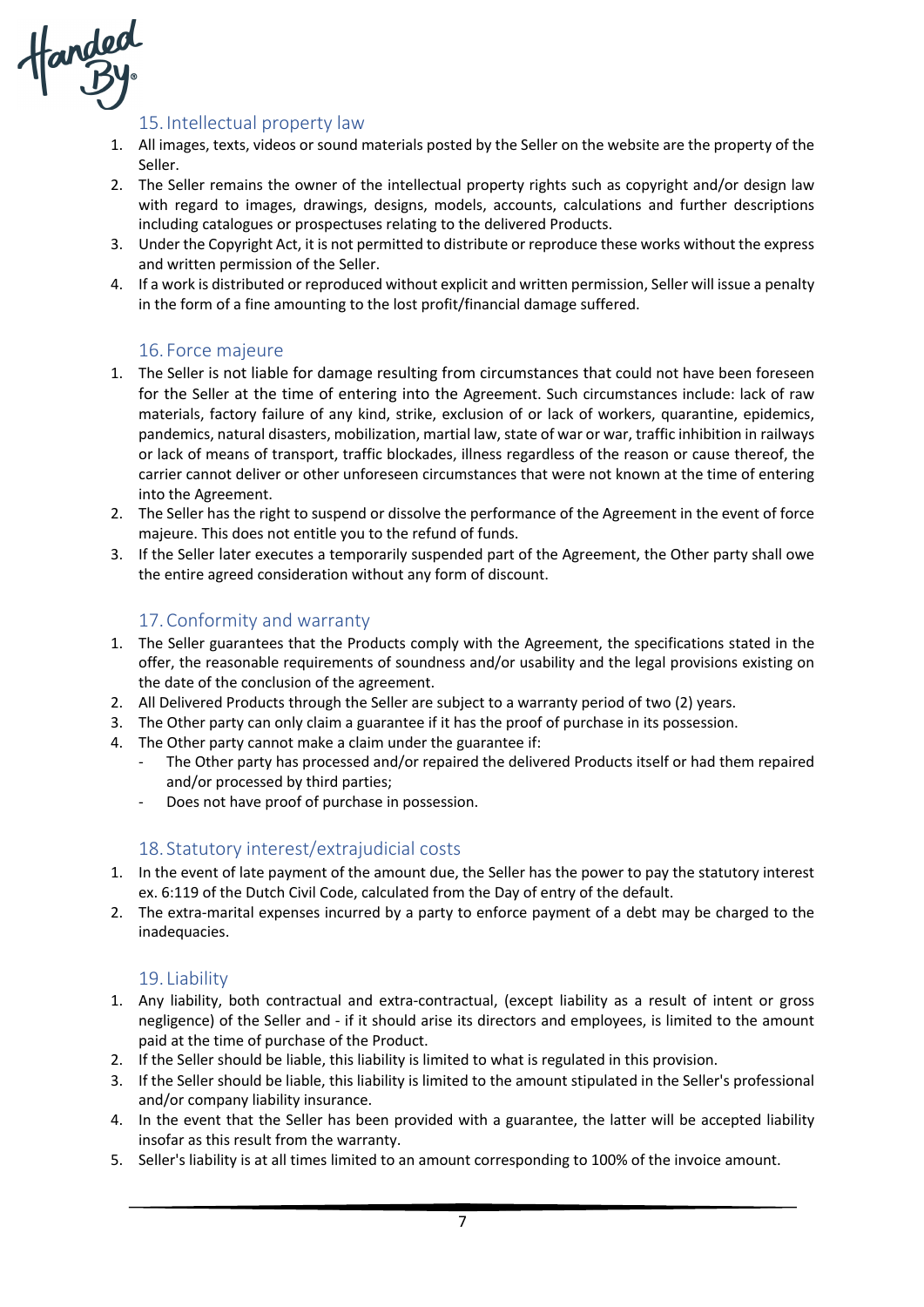## 15. Intellectual property law

1. All images, texts, videos or sound materials posted by the Seller on the website are the property of the Seller.
2. The Seller remains the owner of the intellectual property rights such as copyright and/or design law with regard to images, drawings, designs, models, accounts, calculations and further descriptions including catalogues or prospectuses relating to the delivered Products.
3. Under the Copyright Act, it is not permitted to distribute or reproduce these works without the express and written permission of the Seller.
4. If a work is distributed or reproduced without explicit and written permission, Seller will issue a penalty in the form of a fine amounting to the lost profit/financial damage suffered.

## 16. Force majeure

1. The Seller is not liable for damage resulting from circumstances that could not have been foreseen for the Seller at the time of entering into the Agreement. Such circumstances include: lack of raw materials, factory failure of any kind, strike, exclusion of or lack of workers, quarantine, epidemics, pandemics, natural disasters, mobilization, martial law, state of war or war, traffic inhibition in railways or lack of means of transport, traffic blockades, illness regardless of the reason or cause thereof, the carrier cannot deliver or other unforeseen circumstances that were not known at the time of entering into the Agreement.
2. The Seller has the right to suspend or dissolve the performance of the Agreement in the event of force majeure. This does not entitle you to the refund of funds.
3. If the Seller later executes a temporarily suspended part of the Agreement, the Other party shall owe the entire agreed consideration without any form of discount.

## 17. Conformity and warranty

1. The Seller guarantees that the Products comply with the Agreement, the specifications stated in the offer, the reasonable requirements of soundness and/or usability and the legal provisions existing on the date of the conclusion of the agreement.
2. All Delivered Products through the Seller are subject to a warranty period of two (2) years.
3. The Other party can only claim a guarantee if it has the proof of purchase in its possession.
4. The Other party cannot make a claim under the guarantee if:
   - The Other party has processed and/or repaired the delivered Products itself or had them repaired and/or processed by third parties;
   - Does not have proof of purchase in possession.

## 18. Statutory interest/extrajudicial costs

1. In the event of late payment of the amount due, the Seller has the power to pay the statutory interest ex. 6:119 of the Dutch Civil Code, calculated from the Day of entry of the default.
2. The extra-marital expenses incurred by a party to enforce payment of a debt may be charged to the inadequacies.

## 19. Liability

1. Any liability, both contractual and extra-contractual, (except liability as a result of intent or gross negligence) of the Seller and - if it should arise its directors and employees, is limited to the amount paid at the time of purchase of the Product.
2. If the Seller should be liable, this liability is limited to what is regulated in this provision.
3. If the Seller should be liable, this liability is limited to the amount stipulated in the Seller's professional and/or company liability insurance.
4. In the event that the Seller has been provided with a guarantee, the latter will be accepted liability insofar as this result from the warranty.
5. Seller's liability is at all times limited to an amount corresponding to 100% of the invoice amount.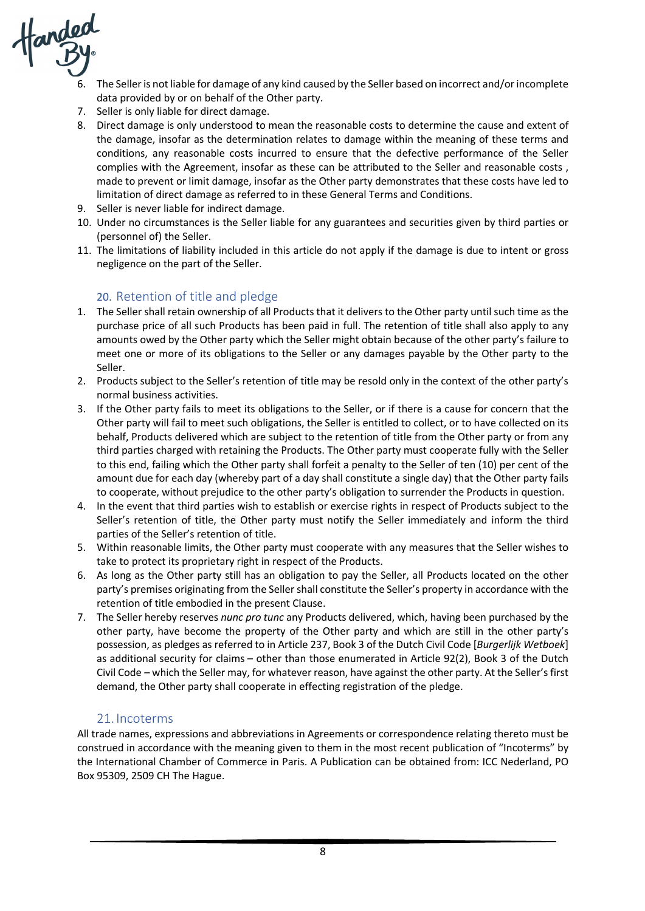6. The Seller is not liable for damage of any kind caused by the Seller based on incorrect and/or incomplete data provided by or on behalf of the Other party.
7. Seller is only liable for direct damage.
8. Direct damage is only understood to mean the reasonable costs to determine the cause and extent of the damage, insofar as the determination relates to damage within the meaning of these terms and conditions, any reasonable costs incurred to ensure that the defective performance of the Seller complies with the Agreement, insofar as these can be attributed to the Seller and reasonable costs , made to prevent or limit damage, insofar as the Other party demonstrates that these costs have led to limitation of direct damage as referred to in these General Terms and Conditions.
9. Seller is never liable for indirect damage.
10. Under no circumstances is the Seller liable for any guarantees and securities given by third parties or (personnel of) the Seller.
11. The limitations of liability included in this article do not apply if the damage is due to intent or gross negligence on the part of the Seller.

## 20. Retention of title and pledge

1. The Seller shall retain ownership of all Products that it delivers to the Other party until such time as the purchase price of all such Products has been paid in full. The retention of title shall also apply to any amounts owed by the Other party which the Seller might obtain because of the other party's failure to meet one or more of its obligations to the Seller or any damages payable by the Other party to the Seller.
2. Products subject to the Seller's retention of title may be resold only in the context of the other party's normal business activities.
3. If the Other party fails to meet its obligations to the Seller, or if there is a cause for concern that the Other party will fail to meet such obligations, the Seller is entitled to collect, or to have collected on its behalf, Products delivered which are subject to the retention of title from the Other party or from any third parties charged with retaining the Products. The Other party must cooperate fully with the Seller to this end, failing which the Other party shall forfeit a penalty to the Seller of ten (10) per cent of the amount due for each day (whereby part of a day shall constitute a single day) that the Other party fails to cooperate, without prejudice to the other party's obligation to surrender the Products in question.
4. In the event that third parties wish to establish or exercise rights in respect of Products subject to the Seller's retention of title, the Other party must notify the Seller immediately and inform the third parties of the Seller's retention of title.
5. Within reasonable limits, the Other party must cooperate with any measures that the Seller wishes to take to protect its proprietary right in respect of the Products.
6. As long as the Other party still has an obligation to pay the Seller, all Products located on the other party's premises originating from the Seller shall constitute the Seller's property in accordance with the retention of title embodied in the present Clause.
7. The Seller hereby reserves *nunc pro tunc* any Products delivered, which, having been purchased by the other party, have become the property of the Other party and which are still in the other party's possession, as pledges as referred to in Article 237, Book 3 of the Dutch Civil Code [*Burgerlijk Wetboek*] as additional security for claims – other than those enumerated in Article 92(2), Book 3 of the Dutch Civil Code – which the Seller may, for whatever reason, have against the other party. At the Seller's first demand, the Other party shall cooperate in effecting registration of the pledge.

## 21. Incoterms

All trade names, expressions and abbreviations in Agreements or correspondence relating thereto must be construed in accordance with the meaning given to them in the most recent publication of "Incoterms" by the International Chamber of Commerce in Paris. A Publication can be obtained from: ICC Nederland, PO Box 95309, 2509 CH The Hague.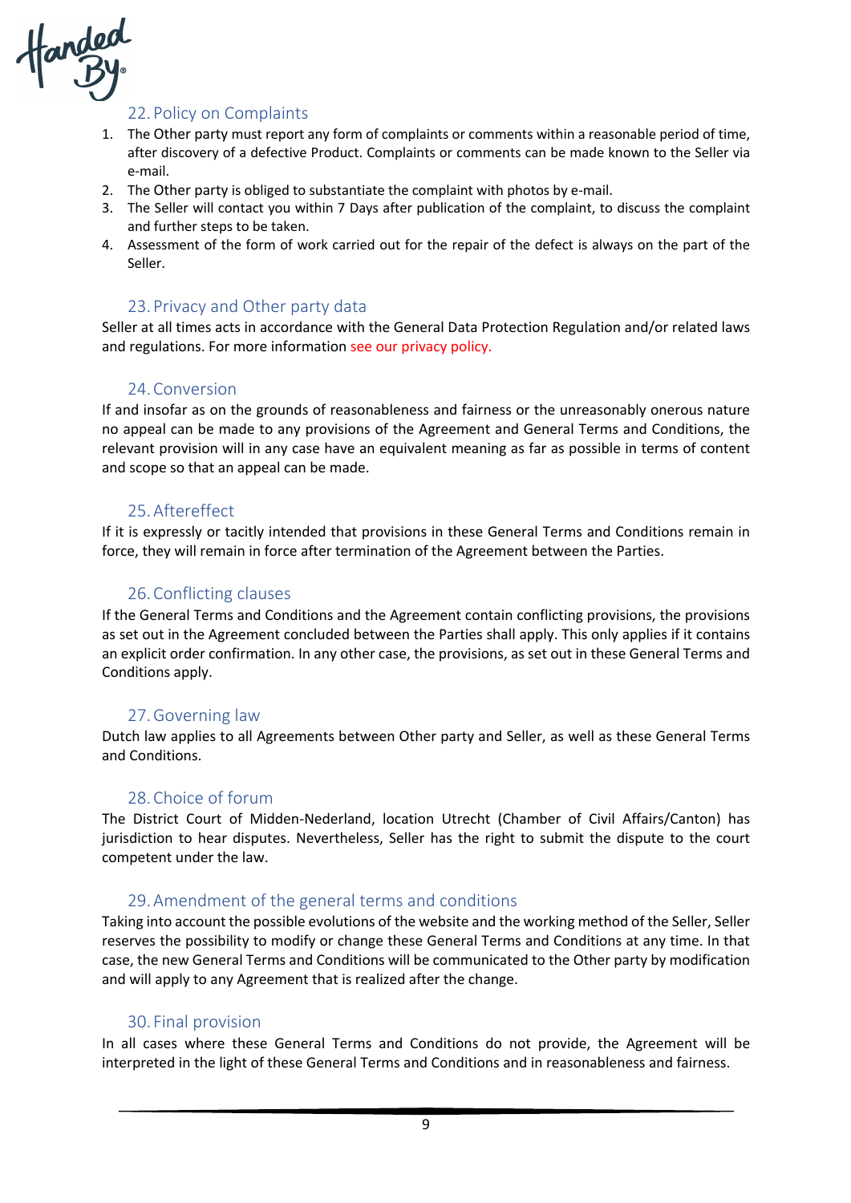## 22. Policy on Complaints

1. The Other party must report any form of complaints or comments within a reasonable period of time, after discovery of a defective Product. Complaints or comments can be made known to the Seller via e-mail.
2. The Other party is obliged to substantiate the complaint with photos by e-mail.
3. The Seller will contact you within 7 Days after publication of the complaint, to discuss the complaint and further steps to be taken.
4. Assessment of the form of work carried out for the repair of the defect is always on the part of the Seller.

## 23. Privacy and Other party data

Seller at all times acts in accordance with the General Data Protection Regulation and/or related laws and regulations. For more information see our privacy policy.

## 24. Conversion

If and insofar as on the grounds of reasonableness and fairness or the unreasonably onerous nature no appeal can be made to any provisions of the Agreement and General Terms and Conditions, the relevant provision will in any case have an equivalent meaning as far as possible in terms of content and scope so that an appeal can be made.

## 25. Aftereffect

If it is expressly or tacitly intended that provisions in these General Terms and Conditions remain in force, they will remain in force after termination of the Agreement between the Parties.

## 26. Conflicting clauses

If the General Terms and Conditions and the Agreement contain conflicting provisions, the provisions as set out in the Agreement concluded between the Parties shall apply. This only applies if it contains an explicit order confirmation. In any other case, the provisions, as set out in these General Terms and Conditions apply.

## 27. Governing law

Dutch law applies to all Agreements between Other party and Seller, as well as these General Terms and Conditions.

## 28. Choice of forum

The District Court of Midden-Nederland, location Utrecht (Chamber of Civil Affairs/Canton) has jurisdiction to hear disputes. Nevertheless, Seller has the right to submit the dispute to the court competent under the law.

## 29. Amendment of the general terms and conditions

Taking into account the possible evolutions of the website and the working method of the Seller, Seller reserves the possibility to modify or change these General Terms and Conditions at any time. In that case, the new General Terms and Conditions will be communicated to the Other party by modification and will apply to any Agreement that is realized after the change.

## 30. Final provision

In all cases where these General Terms and Conditions do not provide, the Agreement will be interpreted in the light of these General Terms and Conditions and in reasonableness and fairness.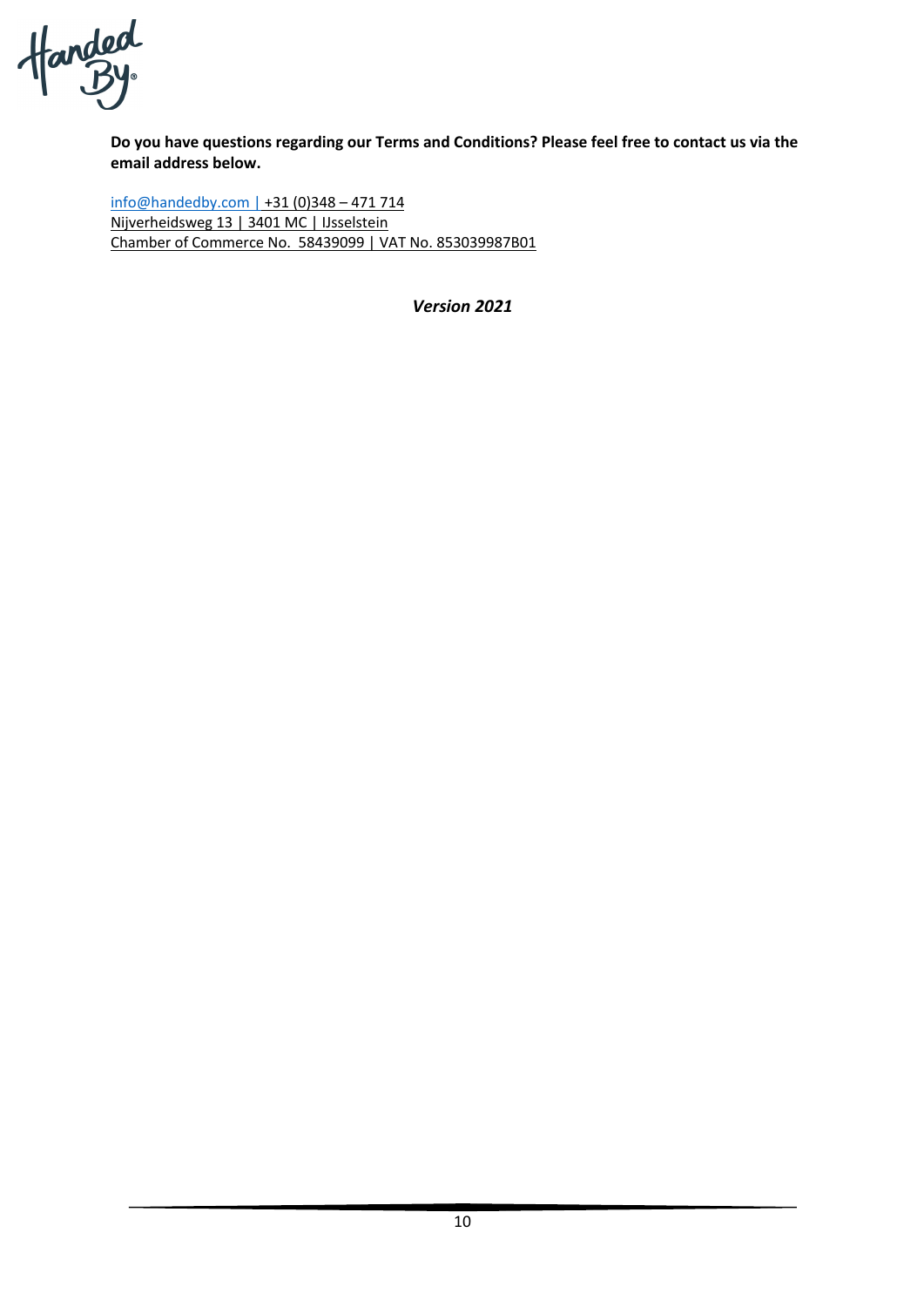**Do you have questions regarding our Terms and Conditions? Please feel free to contact us via the email address below.**

info@handedby.com | +31 (0)348 – 471 714
Nijverheidsweg 13 | 3401 MC | IJsselstein
Chamber of Commerce No. 58439099 | VAT No. 853039987B01

***Version 2021***